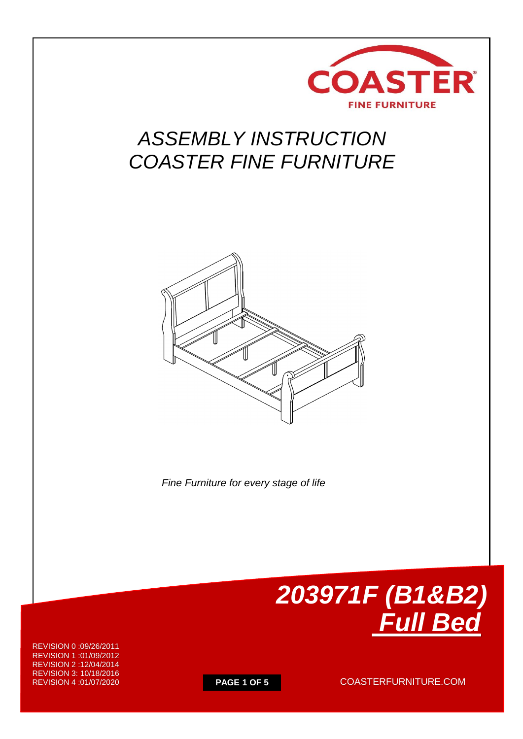COASTER

FINE FURNITURE

# ASSEMBLY INSTRUCTION
# COASTER FINE FURNITURE

*Fine Furniture for every stage of life*

## *203971F (B1&B2)*
## ***Full Bed***

REVISION 0 :09/26/2011
REVISION 1 :01/09/2012
REVISION 2 :12/04/2014
REVISION 3: 10/18/2016
REVISION 4 :01/07/2020

COASTERFURNITURE.COM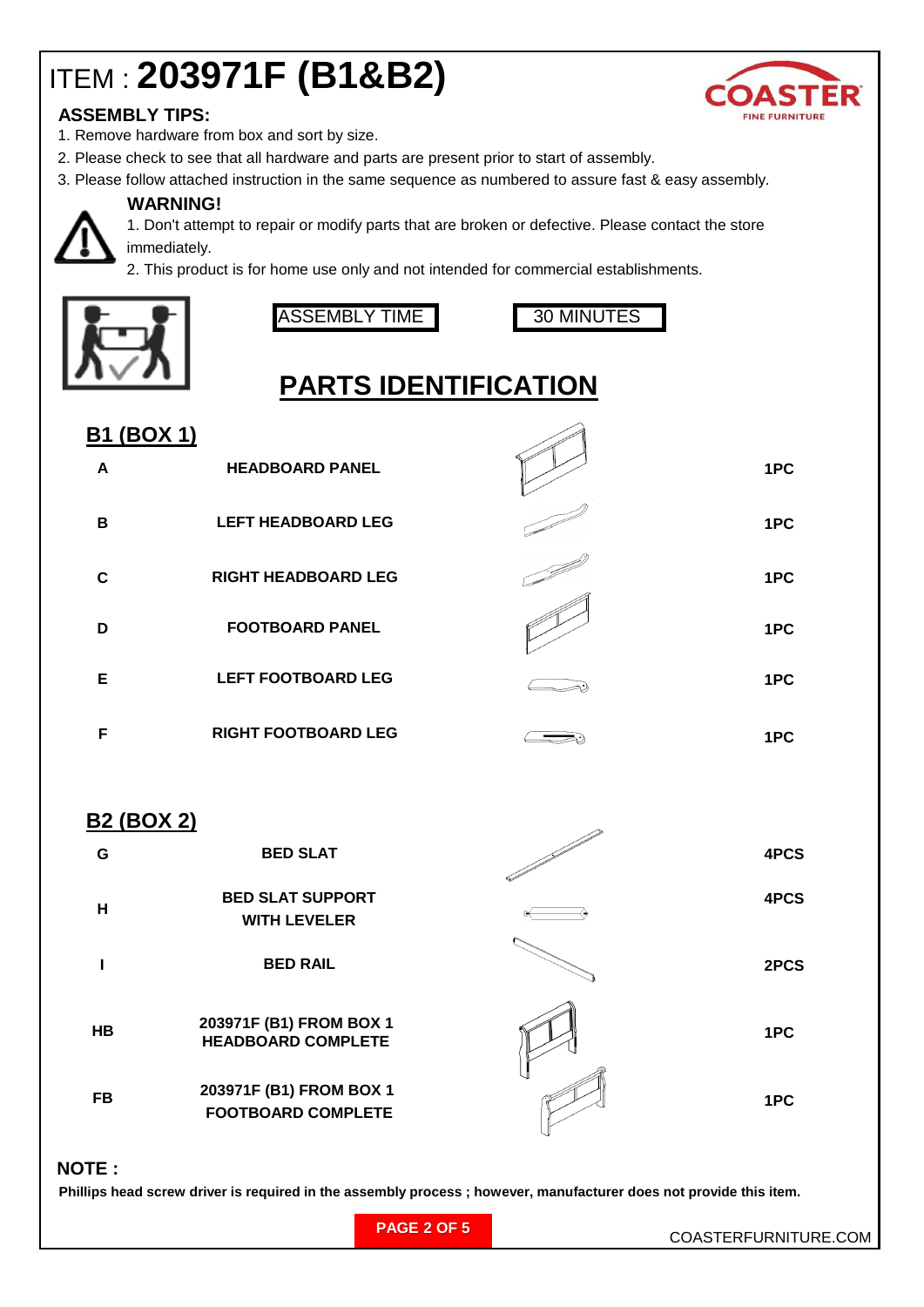# ITEM : **203971F (B1&B2)**

COASTER FINE FURNITURE

### ASSEMBLY TIPS:

1. Remove hardware from box and sort by size.
2. Please check to see that all hardware and parts are present prior to start of assembly.
3. Please follow attached instruction in the same sequence as numbered to assure fast & easy assembly.

**WARNING!**

1. Don't attempt to repair or modify parts that are broken or defective. Please contact the store immediately.
2. This product is for home use only and not intended for commercial establishments.

| ASSEMBLY TIME | 30 MINUTES |
|---|---|

## PARTS IDENTIFICATION

### B1 (BOX 1)

| | | |
|---|---|---|
| **A** | **HEADBOARD PANEL** | **1PC** |
| **B** | **LEFT HEADBOARD LEG** | **1PC** |
| **C** | **RIGHT HEADBOARD LEG** | **1PC** |
| **D** | **FOOTBOARD PANEL** | **1PC** |
| **E** | **LEFT FOOTBOARD LEG** | **1PC** |
| **F** | **RIGHT FOOTBOARD LEG** | **1PC** |

### B2 (BOX 2)

| | | |
|---|---|---|
| **G** | **BED SLAT** | **4PCS** |
| **H** | **BED SLAT SUPPORT WITH LEVELER** | **4PCS** |
| **I** | **BED RAIL** | **2PCS** |
| **HB** | **203971F (B1) FROM BOX 1 HEADBOARD COMPLETE** | **1PC** |
| **FB** | **203971F (B1) FROM BOX 1 FOOTBOARD COMPLETE** | **1PC** |

**NOTE :**

**Phillips head screw driver is required in the assembly process ; however, manufacturer does not provide this item.**

COASTERFURNITURE.COM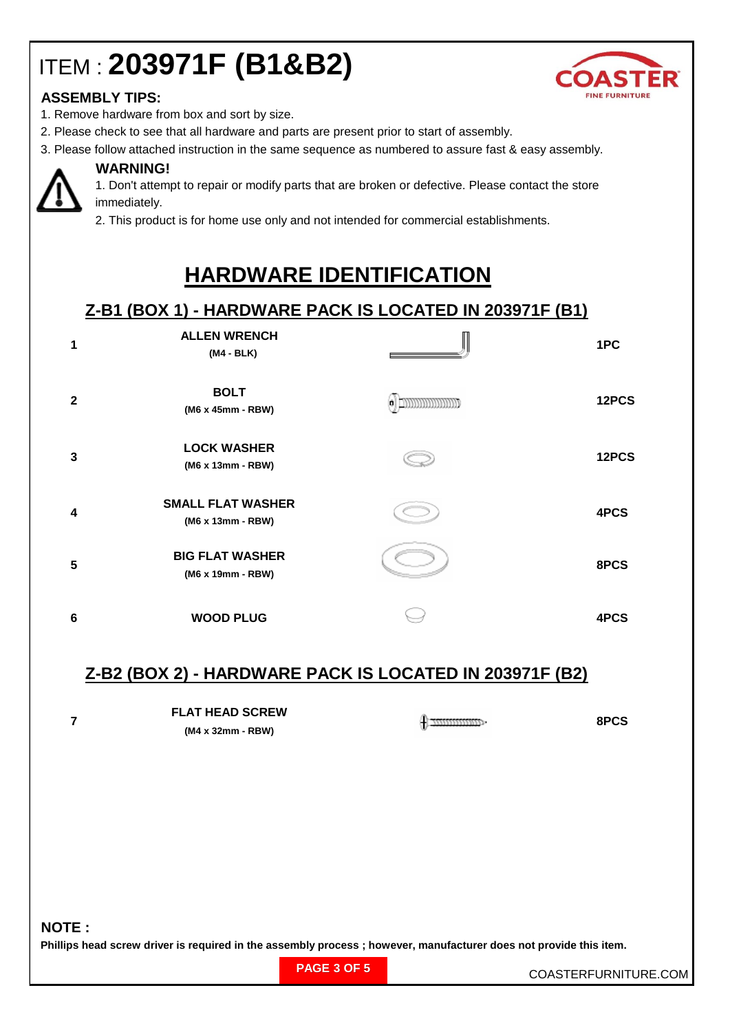# ITEM : **203971F (B1&B2)**

COASTER FINE FURNITURE

**ASSEMBLY TIPS:**

1. Remove hardware from box and sort by size.
2. Please check to see that all hardware and parts are present prior to start of assembly.
3. Please follow attached instruction in the same sequence as numbered to assure fast & easy assembly.

**WARNING!**

1. Don't attempt to repair or modify parts that are broken or defective. Please contact the store immediately.
2. This product is for home use only and not intended for commercial establishments.

## HARDWARE IDENTIFICATION

### Z-B1 (BOX 1) - HARDWARE PACK IS LOCATED IN 203971F (B1)

| # | Item | Quantity |
|---|---|---|
| 1 | **ALLEN WRENCH** (M4 - BLK) | 1PC |
| 2 | **BOLT** (M6 x 45mm - RBW) | 12PCS |
| 3 | **LOCK WASHER** (M6 x 13mm - RBW) | 12PCS |
| 4 | **SMALL FLAT WASHER** (M6 x 13mm - RBW) | 4PCS |
| 5 | **BIG FLAT WASHER** (M6 x 19mm - RBW) | 8PCS |
| 6 | **WOOD PLUG** | 4PCS |

### Z-B2 (BOX 2) - HARDWARE PACK IS LOCATED IN 203971F (B2)

| # | Item | Quantity |
|---|---|---|
| 7 | **FLAT HEAD SCREW** (M4 x 32mm - RBW) | 8PCS |

**NOTE :**

**Phillips head screw driver is required in the assembly process ; however, manufacturer does not provide this item.**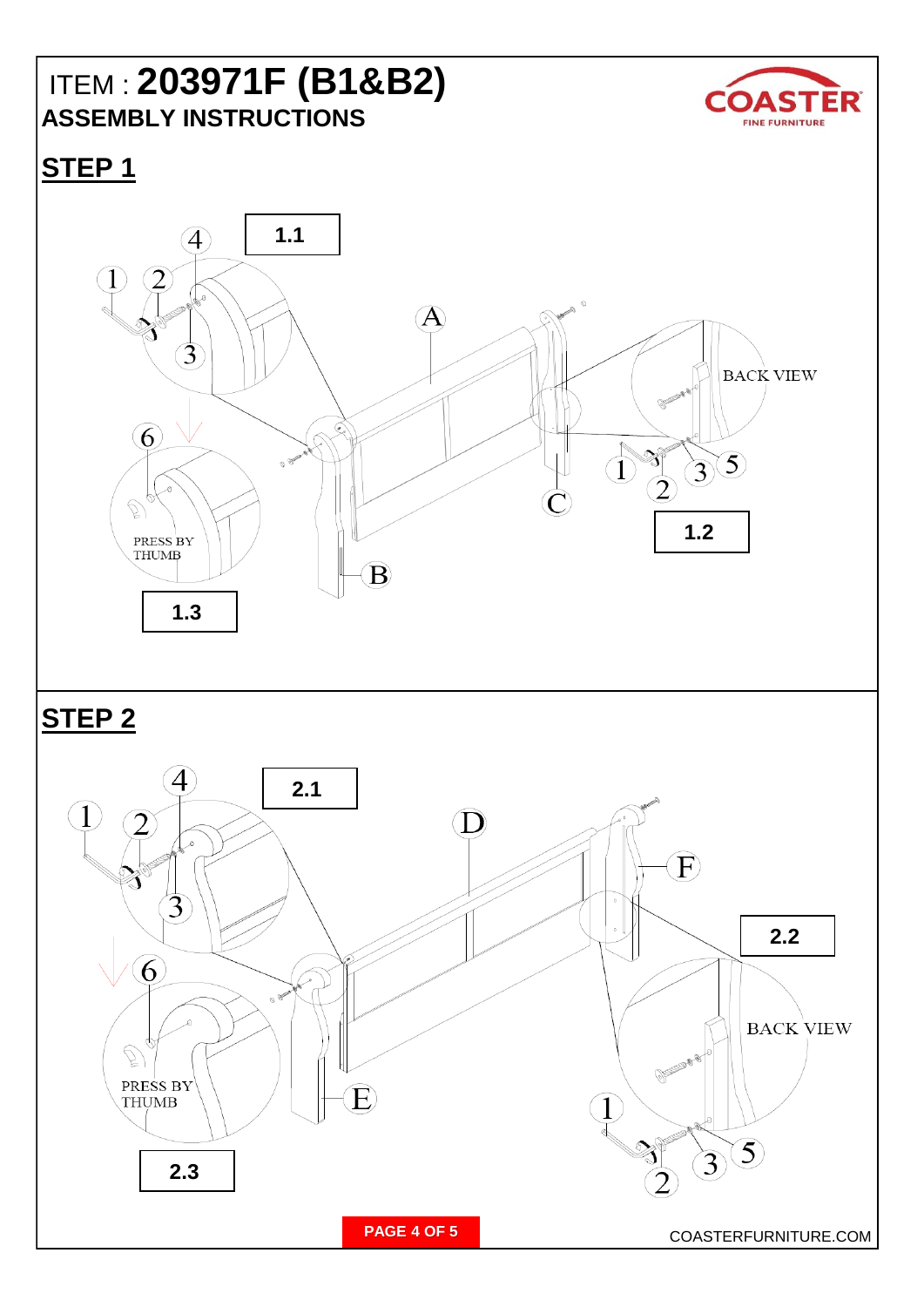ITEM : **203971F (B1&B2)**

**ASSEMBLY INSTRUCTIONS**

COASTER FINE FURNITURE

## STEP 1

1.1

1.2

1.3

A B C

1 2 3 4 5 6

BACK VIEW

PRESS BY THUMB

## STEP 2

2.1

2.2

2.3

D E F

1 2 3 4 5 6

BACK VIEW

PRESS BY THUMB

COASTERFURNITURE.COM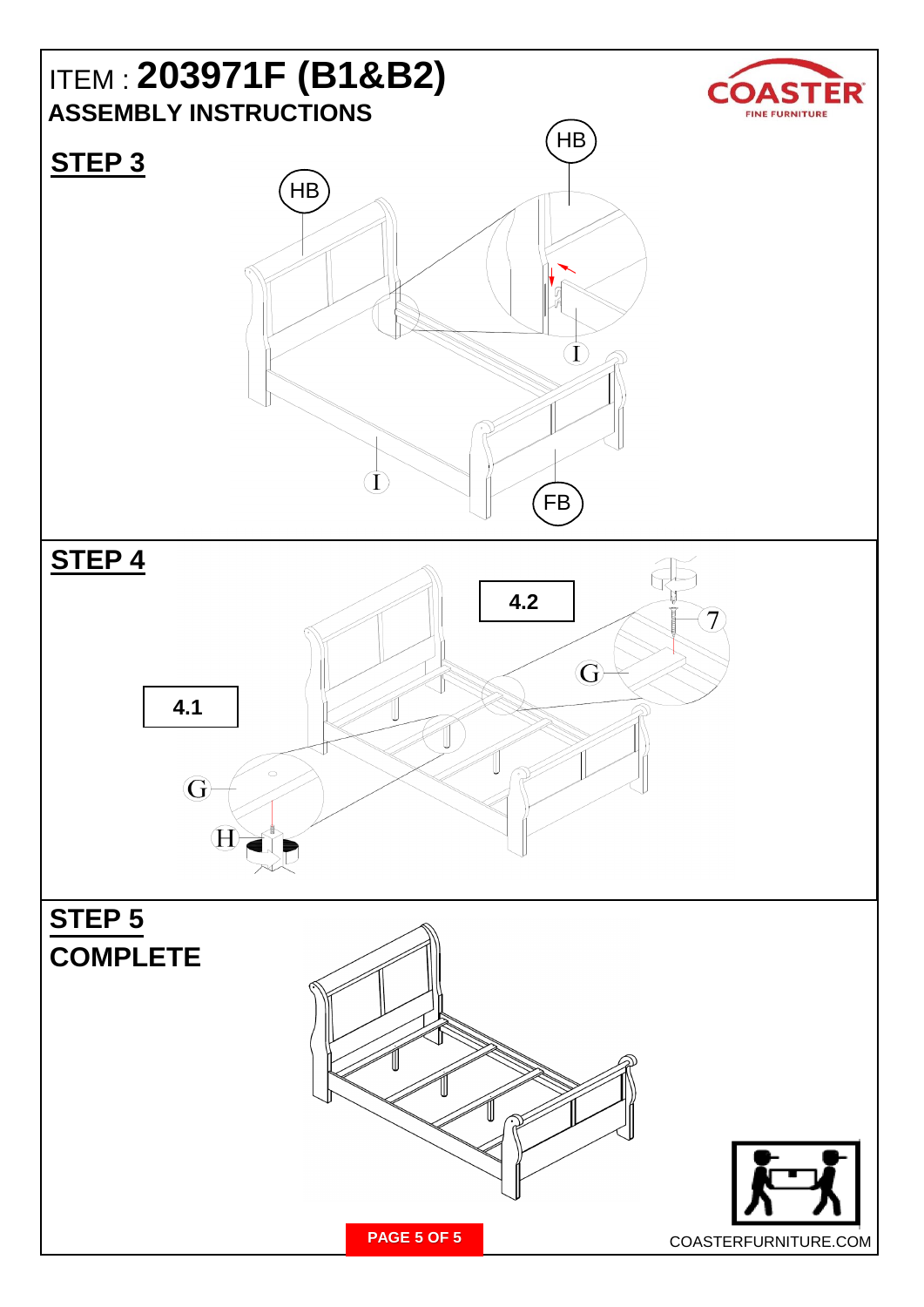ITEM : **203971F (B1&B2)**

**ASSEMBLY INSTRUCTIONS**

## STEP 3

HB

HB

I

I

FB

## STEP 4

4.2

7

G

4.1

G

H

## STEP 5

## COMPLETE

COASTERFURNITURE.COM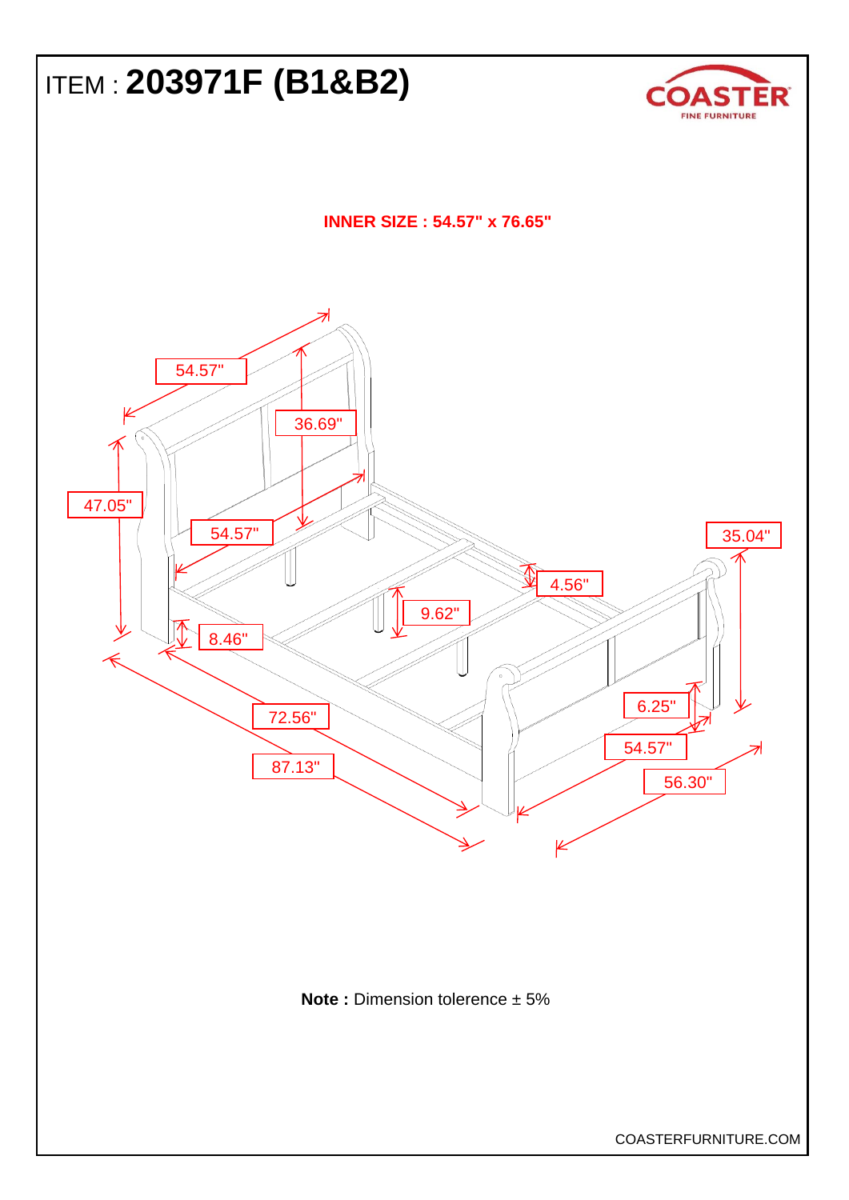# ITEM : **203971F (B1&B2)**

COASTER
FINE FURNITURE

**INNER SIZE : 54.57" x 76.65"**

54.57"
36.69"
47.05"
54.57"
35.04"
4.56"
9.62"
8.46"
6.25"
72.56"
54.57"
87.13"
56.30"

**Note :** Dimension tolerence ± 5%

COASTERFURNITURE.COM